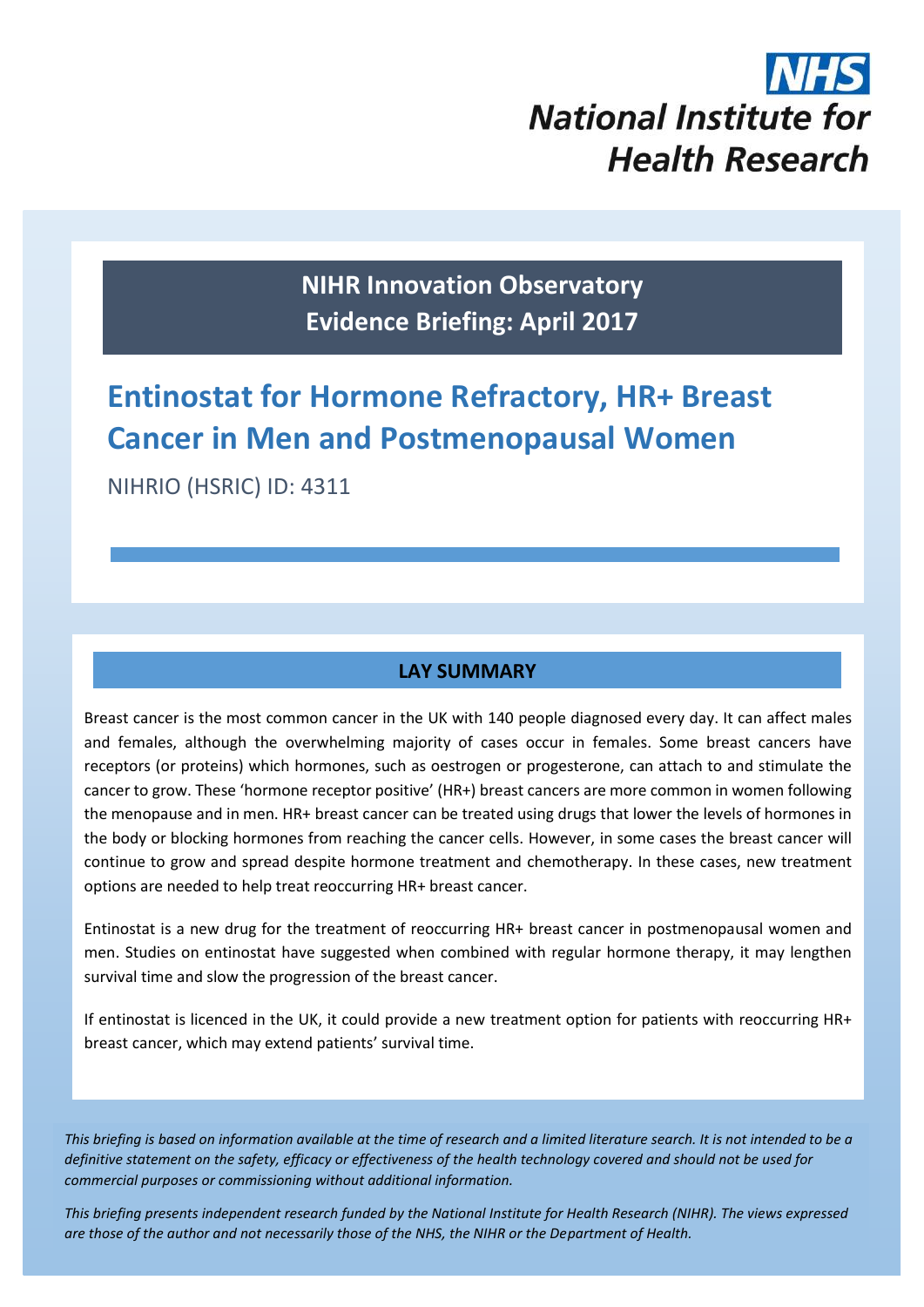NHS

National Institute for Health Research

**NIHR Innovation Observatory**
**Evidence Briefing: April 2017**

# Entinostat for Hormone Refractory, HR+ Breast Cancer in Men and Postmenopausal Women

NIHRIO (HSRIC) ID: 4311

## LAY SUMMARY

Breast cancer is the most common cancer in the UK with 140 people diagnosed every day. It can affect males and females, although the overwhelming majority of cases occur in females. Some breast cancers have receptors (or proteins) which hormones, such as oestrogen or progesterone, can attach to and stimulate the cancer to grow. These 'hormone receptor positive' (HR+) breast cancers are more common in women following the menopause and in men. HR+ breast cancer can be treated using drugs that lower the levels of hormones in the body or blocking hormones from reaching the cancer cells. However, in some cases the breast cancer will continue to grow and spread despite hormone treatment and chemotherapy. In these cases, new treatment options are needed to help treat reoccurring HR+ breast cancer.

Entinostat is a new drug for the treatment of reoccurring HR+ breast cancer in postmenopausal women and men. Studies on entinostat have suggested when combined with regular hormone therapy, it may lengthen survival time and slow the progression of the breast cancer.

If entinostat is licenced in the UK, it could provide a new treatment option for patients with reoccurring HR+ breast cancer, which may extend patients' survival time.

*This briefing is based on information available at the time of research and a limited literature search. It is not intended to be a definitive statement on the safety, efficacy or effectiveness of the health technology covered and should not be used for commercial purposes or commissioning without additional information.*

*This briefing presents independent research funded by the National Institute for Health Research (NIHR). The views expressed are those of the author and not necessarily those of the NHS, the NIHR or the Department of Health.*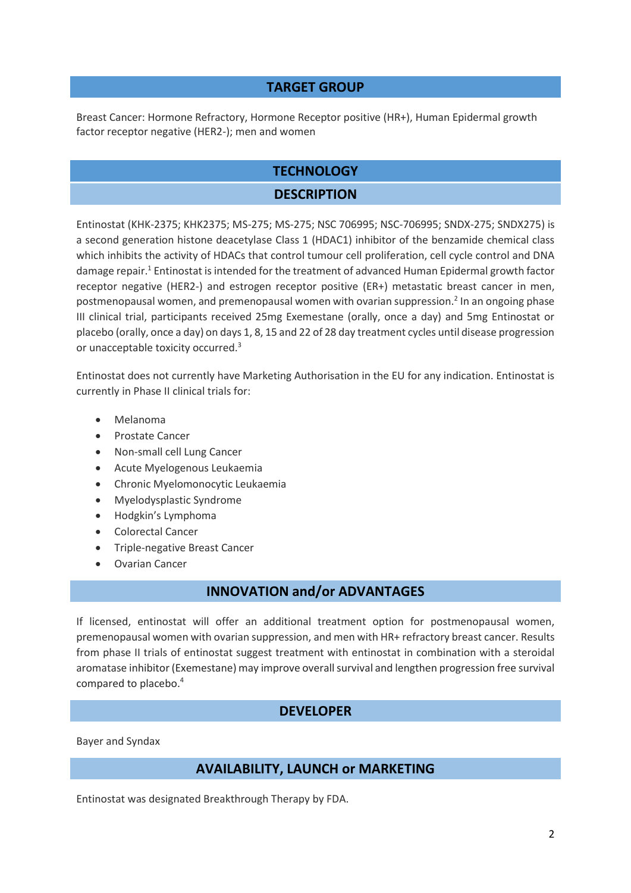## TARGET GROUP

Breast Cancer: Hormone Refractory, Hormone Receptor positive (HR+), Human Epidermal growth factor receptor negative (HER2-); men and women

## TECHNOLOGY

### DESCRIPTION

Entinostat (KHK-2375; KHK2375; MS-275; MS-275; NSC 706995; NSC-706995; SNDX-275; SNDX275) is a second generation histone deacetylase Class 1 (HDAC1) inhibitor of the benzamide chemical class which inhibits the activity of HDACs that control tumour cell proliferation, cell cycle control and DNA damage repair.[1] Entinostat is intended for the treatment of advanced Human Epidermal growth factor receptor negative (HER2-) and estrogen receptor positive (ER+) metastatic breast cancer in men, postmenopausal women, and premenopausal women with ovarian suppression.[2] In an ongoing phase III clinical trial, participants received 25mg Exemestane (orally, once a day) and 5mg Entinostat or placebo (orally, once a day) on days 1, 8, 15 and 22 of 28 day treatment cycles until disease progression or unacceptable toxicity occurred.[3]

Entinostat does not currently have Marketing Authorisation in the EU for any indication. Entinostat is currently in Phase II clinical trials for:

- Melanoma
- Prostate Cancer
- Non-small cell Lung Cancer
- Acute Myelogenous Leukaemia
- Chronic Myelomonocytic Leukaemia
- Myelodysplastic Syndrome
- Hodgkin's Lymphoma
- Colorectal Cancer
- Triple-negative Breast Cancer
- Ovarian Cancer

### INNOVATION and/or ADVANTAGES

If licensed, entinostat will offer an additional treatment option for postmenopausal women, premenopausal women with ovarian suppression, and men with HR+ refractory breast cancer. Results from phase II trials of entinostat suggest treatment with entinostat in combination with a steroidal aromatase inhibitor (Exemestane) may improve overall survival and lengthen progression free survival compared to placebo.[4]

### DEVELOPER

Bayer and Syndax

### AVAILABILITY, LAUNCH or MARKETING

Entinostat was designated Breakthrough Therapy by FDA.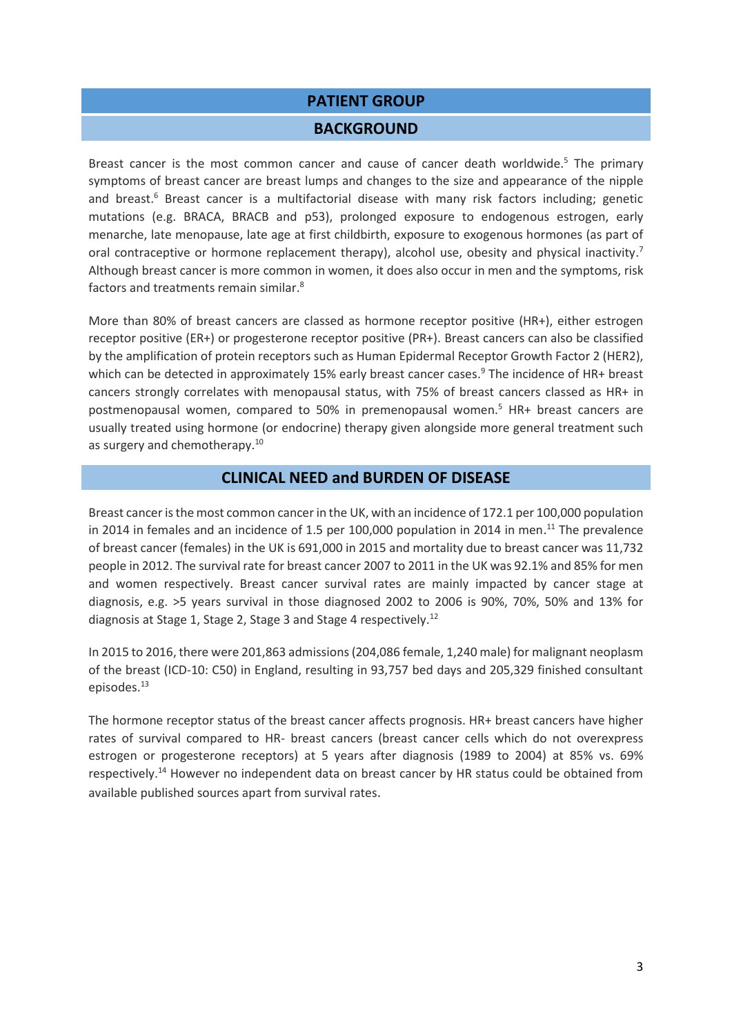## PATIENT GROUP

### BACKGROUND

Breast cancer is the most common cancer and cause of cancer death worldwide.[5] The primary symptoms of breast cancer are breast lumps and changes to the size and appearance of the nipple and breast.[6] Breast cancer is a multifactorial disease with many risk factors including; genetic mutations (e.g. BRACA, BRACB and p53), prolonged exposure to endogenous estrogen, early menarche, late menopause, late age at first childbirth, exposure to exogenous hormones (as part of oral contraceptive or hormone replacement therapy), alcohol use, obesity and physical inactivity.[7] Although breast cancer is more common in women, it does also occur in men and the symptoms, risk factors and treatments remain similar.[8]

More than 80% of breast cancers are classed as hormone receptor positive (HR+), either estrogen receptor positive (ER+) or progesterone receptor positive (PR+). Breast cancers can also be classified by the amplification of protein receptors such as Human Epidermal Receptor Growth Factor 2 (HER2), which can be detected in approximately 15% early breast cancer cases.[9] The incidence of HR+ breast cancers strongly correlates with menopausal status, with 75% of breast cancers classed as HR+ in postmenopausal women, compared to 50% in premenopausal women.[5] HR+ breast cancers are usually treated using hormone (or endocrine) therapy given alongside more general treatment such as surgery and chemotherapy.[10]

### CLINICAL NEED and BURDEN OF DISEASE

Breast cancer is the most common cancer in the UK, with an incidence of 172.1 per 100,000 population in 2014 in females and an incidence of 1.5 per 100,000 population in 2014 in men.[11] The prevalence of breast cancer (females) in the UK is 691,000 in 2015 and mortality due to breast cancer was 11,732 people in 2012. The survival rate for breast cancer 2007 to 2011 in the UK was 92.1% and 85% for men and women respectively. Breast cancer survival rates are mainly impacted by cancer stage at diagnosis, e.g. >5 years survival in those diagnosed 2002 to 2006 is 90%, 70%, 50% and 13% for diagnosis at Stage 1, Stage 2, Stage 3 and Stage 4 respectively.[12]

In 2015 to 2016, there were 201,863 admissions (204,086 female, 1,240 male) for malignant neoplasm of the breast (ICD-10: C50) in England, resulting in 93,757 bed days and 205,329 finished consultant episodes.[13]

The hormone receptor status of the breast cancer affects prognosis. HR+ breast cancers have higher rates of survival compared to HR- breast cancers (breast cancer cells which do not overexpress estrogen or progesterone receptors) at 5 years after diagnosis (1989 to 2004) at 85% vs. 69% respectively.[14] However no independent data on breast cancer by HR status could be obtained from available published sources apart from survival rates.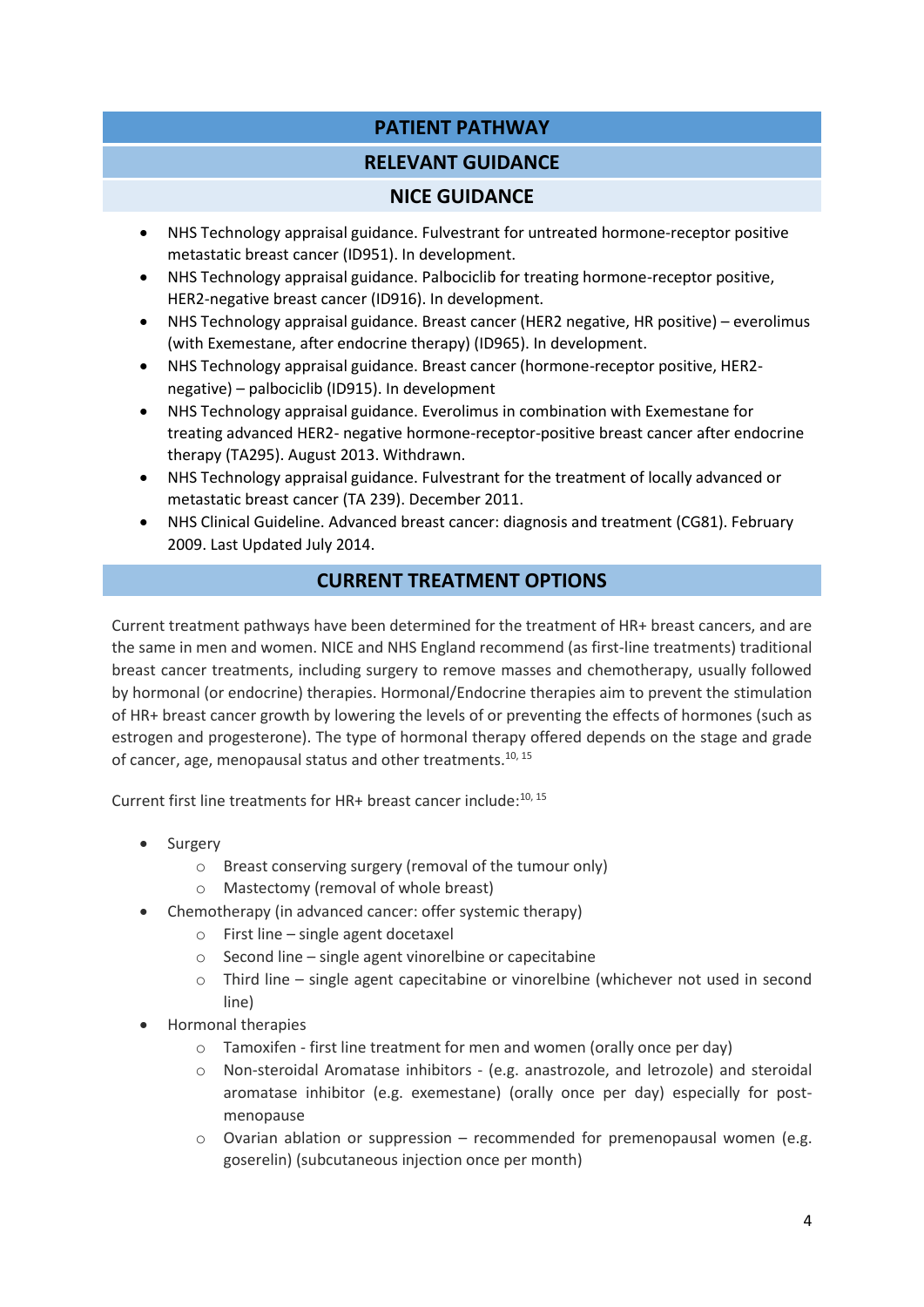## PATIENT PATHWAY

### RELEVANT GUIDANCE

#### NICE GUIDANCE

- NHS Technology appraisal guidance. Fulvestrant for untreated hormone-receptor positive metastatic breast cancer (ID951). In development.
- NHS Technology appraisal guidance. Palbociclib for treating hormone-receptor positive, HER2-negative breast cancer (ID916). In development.
- NHS Technology appraisal guidance. Breast cancer (HER2 negative, HR positive) – everolimus (with Exemestane, after endocrine therapy) (ID965). In development.
- NHS Technology appraisal guidance. Breast cancer (hormone-receptor positive, HER2-negative) – palbociclib (ID915). In development
- NHS Technology appraisal guidance. Everolimus in combination with Exemestane for treating advanced HER2- negative hormone-receptor-positive breast cancer after endocrine therapy (TA295). August 2013. Withdrawn.
- NHS Technology appraisal guidance. Fulvestrant for the treatment of locally advanced or metastatic breast cancer (TA 239). December 2011.
- NHS Clinical Guideline. Advanced breast cancer: diagnosis and treatment (CG81). February 2009. Last Updated July 2014.

### CURRENT TREATMENT OPTIONS

Current treatment pathways have been determined for the treatment of HR+ breast cancers, and are the same in men and women. NICE and NHS England recommend (as first-line treatments) traditional breast cancer treatments, including surgery to remove masses and chemotherapy, usually followed by hormonal (or endocrine) therapies. Hormonal/Endocrine therapies aim to prevent the stimulation of HR+ breast cancer growth by lowering the levels of or preventing the effects of hormones (such as estrogen and progesterone). The type of hormonal therapy offered depends on the stage and grade of cancer, age, menopausal status and other treatments.[10, 15]

Current first line treatments for HR+ breast cancer include:[10, 15]

- Surgery
  - Breast conserving surgery (removal of the tumour only)
  - Mastectomy (removal of whole breast)
- Chemotherapy (in advanced cancer: offer systemic therapy)
  - First line – single agent docetaxel
  - Second line – single agent vinorelbine or capecitabine
  - Third line – single agent capecitabine or vinorelbine (whichever not used in second line)
- Hormonal therapies
  - Tamoxifen - first line treatment for men and women (orally once per day)
  - Non-steroidal Aromatase inhibitors - (e.g. anastrozole, and letrozole) and steroidal aromatase inhibitor (e.g. exemestane) (orally once per day) especially for post-menopause
  - Ovarian ablation or suppression – recommended for premenopausal women (e.g. goserelin) (subcutaneous injection once per month)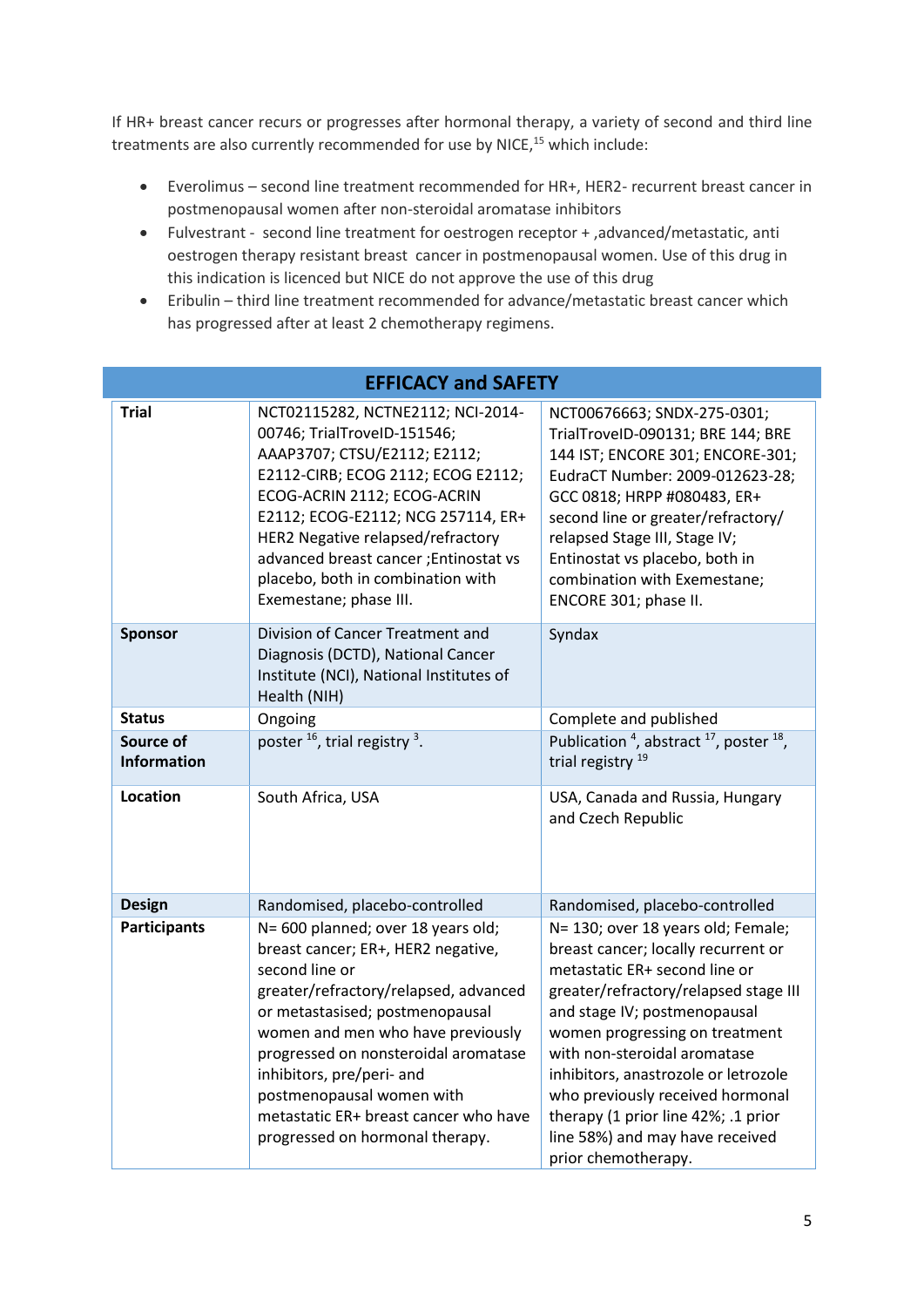If HR+ breast cancer recurs or progresses after hormonal therapy, a variety of second and third line treatments are also currently recommended for use by NICE,[15] which include:

- Everolimus – second line treatment recommended for HR+, HER2- recurrent breast cancer in postmenopausal women after non-steroidal aromatase inhibitors
- Fulvestrant - second line treatment for oestrogen receptor + ,advanced/metastatic, anti oestrogen therapy resistant breast cancer in postmenopausal women. Use of this drug in this indication is licenced but NICE do not approve the use of this drug
- Eribulin – third line treatment recommended for advance/metastatic breast cancer which has progressed after at least 2 chemotherapy regimens.

| EFFICACY and SAFETY | | |
|---|---|---|
| **Trial** | NCT02115282, NCTNE2112; NCI-2014-00746; TrialTroveID-151546; AAAP3707; CTSU/E2112; E2112; E2112-CIRB; ECOG 2112; ECOG E2112; ECOG-ACRIN 2112; ECOG-ACRIN E2112; ECOG-E2112; NCG 257114, ER+ HER2 Negative relapsed/refractory advanced breast cancer ;Entinostat vs placebo, both in combination with Exemestane; phase III. | NCT00676663; SNDX-275-0301; TrialTroveID-090131; BRE 144; BRE 144 IST; ENCORE 301; ENCORE-301; EudraCT Number: 2009-012623-28; GCC 0818; HRPP #080483, ER+ second line or greater/refractory/ relapsed Stage III, Stage IV; Entinostat vs placebo, both in combination with Exemestane; ENCORE 301; phase II. |
| **Sponsor** | Division of Cancer Treatment and Diagnosis (DCTD), National Cancer Institute (NCI), National Institutes of Health (NIH) | Syndax |
| **Status** | Ongoing | Complete and published |
| **Source of Information** | poster [16], trial registry [3]. | Publication [4], abstract [17], poster [18], trial registry [19] |
| **Location** | South Africa, USA | USA, Canada and Russia, Hungary and Czech Republic |
| **Design** | Randomised, placebo-controlled | Randomised, placebo-controlled |
| **Participants** | N= 600 planned; over 18 years old; breast cancer; ER+, HER2 negative, second line or greater/refractory/relapsed, advanced or metastasised; postmenopausal women and men who have previously progressed on nonsteroidal aromatase inhibitors, pre/peri- and postmenopausal women with metastatic ER+ breast cancer who have progressed on hormonal therapy. | N= 130; over 18 years old; Female; breast cancer; locally recurrent or metastatic ER+ second line or greater/refractory/relapsed stage III and stage IV; postmenopausal women progressing on treatment with non-steroidal aromatase inhibitors, anastrozole or letrozole who previously received hormonal therapy (1 prior line 42%; .1 prior line 58%) and may have received prior chemotherapy. |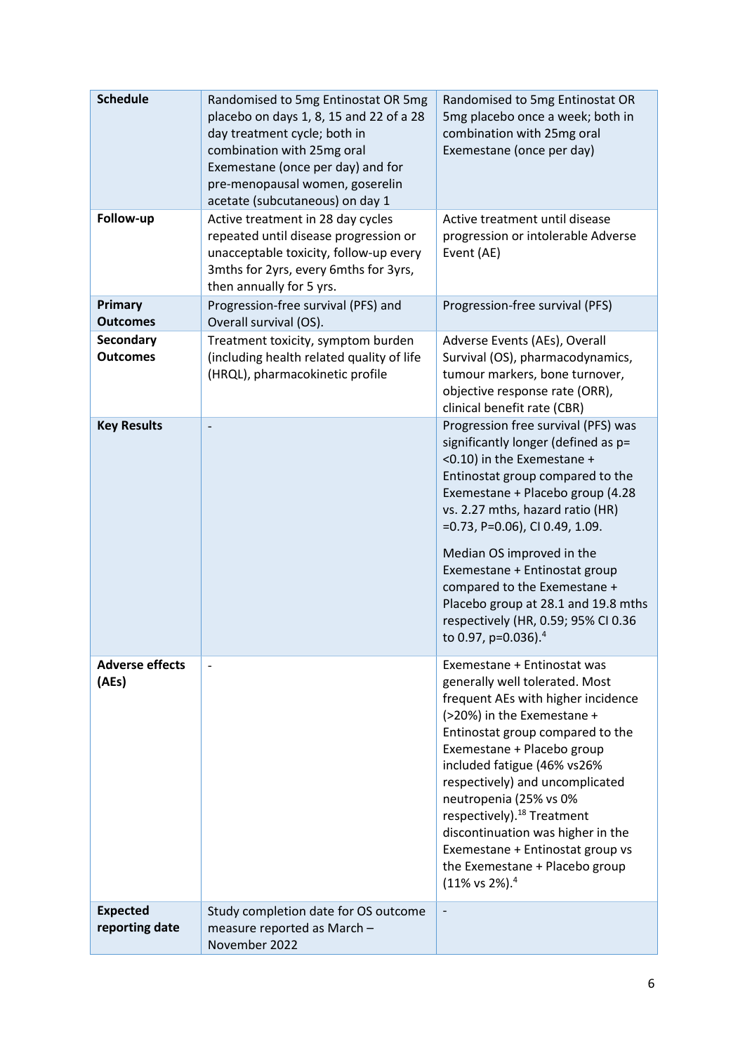| **Schedule** | Randomised to 5mg Entinostat OR 5mg placebo on days 1, 8, 15 and 22 of a 28 day treatment cycle; both in combination with 25mg oral Exemestane (once per day) and for pre-menopausal women, goserelin acetate (subcutaneous) on day 1 | Randomised to 5mg Entinostat OR 5mg placebo once a week; both in combination with 25mg oral Exemestane (once per day) |
|---|---|---|
| **Follow-up** | Active treatment in 28 day cycles repeated until disease progression or unacceptable toxicity, follow-up every 3mths for 2yrs, every 6mths for 3yrs, then annually for 5 yrs. | Active treatment until disease progression or intolerable Adverse Event (AE) |
| **Primary Outcomes** | Progression-free survival (PFS) and Overall survival (OS). | Progression-free survival (PFS) |
| **Secondary Outcomes** | Treatment toxicity, symptom burden (including health related quality of life (HRQL), pharmacokinetic profile | Adverse Events (AEs), Overall Survival (OS), pharmacodynamics, tumour markers, bone turnover, objective response rate (ORR), clinical benefit rate (CBR) |
| **Key Results** | - | Progression free survival (PFS) was significantly longer (defined as p= <0.10) in the Exemestane + Entinostat group compared to the Exemestane + Placebo group (4.28 vs. 2.27 mths, hazard ratio (HR) =0.73, P=0.06), CI 0.49, 1.09.<br><br>Median OS improved in the Exemestane + Entinostat group compared to the Exemestane + Placebo group at 28.1 and 19.8 mths respectively (HR, 0.59; 95% CI 0.36 to 0.97, p=0.036).[4] |
| **Adverse effects (AEs)** | - | Exemestane + Entinostat was generally well tolerated. Most frequent AEs with higher incidence (>20%) in the Exemestane + Entinostat group compared to the Exemestane + Placebo group included fatigue (46% vs26% respectively) and uncomplicated neutropenia (25% vs 0% respectively).[18] Treatment discontinuation was higher in the Exemestane + Entinostat group vs the Exemestane + Placebo group (11% vs 2%).[4] |
| **Expected reporting date** | Study completion date for OS outcome measure reported as March – November 2022 | - |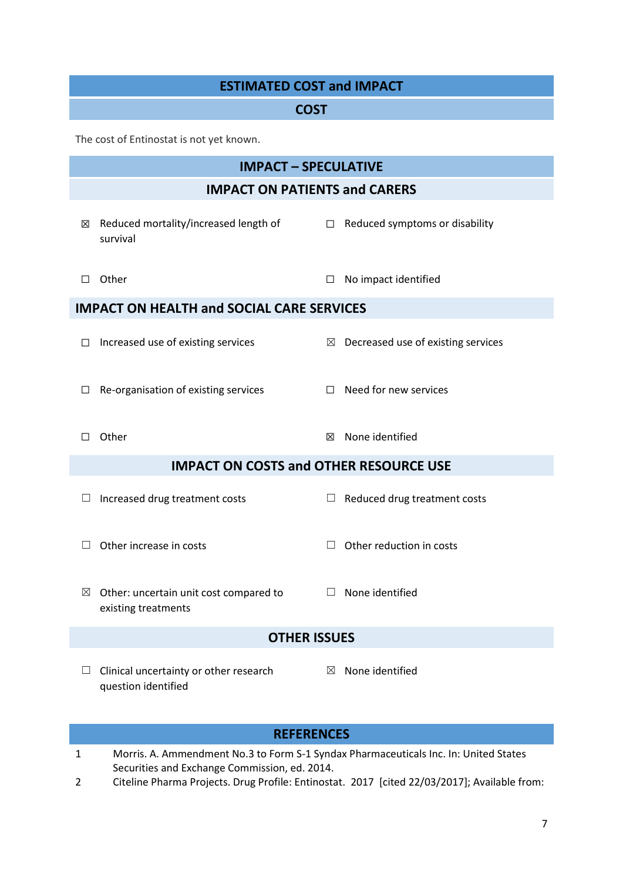## ESTIMATED COST and IMPACT

### COST

The cost of Entinostat is not yet known.

### IMPACT – SPECULATIVE

### IMPACT ON PATIENTS and CARERS

| | |
|---|---|
| ☒ Reduced mortality/increased length of survival | ☐ Reduced symptoms or disability |
| ☐ Other | ☐ No impact identified |

### IMPACT ON HEALTH and SOCIAL CARE SERVICES

| | |
|---|---|
| ☐ Increased use of existing services | ☒ Decreased use of existing services |
| ☐ Re-organisation of existing services | ☐ Need for new services |
| ☐ Other | ☒ None identified |

### IMPACT ON COSTS and OTHER RESOURCE USE

| | |
|---|---|
| ☐ Increased drug treatment costs | ☐ Reduced drug treatment costs |
| ☐ Other increase in costs | ☐ Other reduction in costs |
| ☒ Other: uncertain unit cost compared to existing treatments | ☐ None identified |

### OTHER ISSUES

| | |
|---|---|
| ☐ Clinical uncertainty or other research question identified | ☒ None identified |

## REFERENCES

1. Morris. A. Ammendment No.3 to Form S-1 Syndax Pharmaceuticals Inc. In: United States Securities and Exchange Commission, ed. 2014.
2. Citeline Pharma Projects. Drug Profile: Entinostat. 2017 [cited 22/03/2017]; Available from: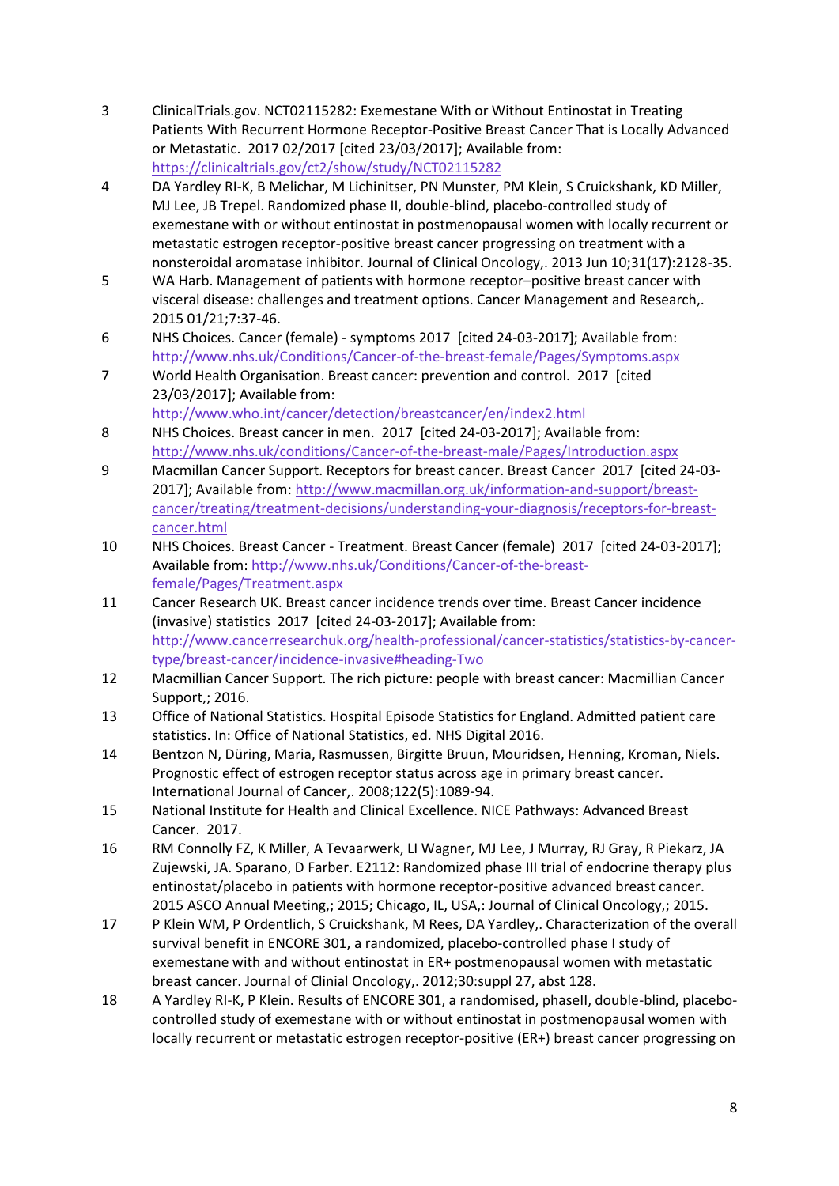3. ClinicalTrials.gov. NCT02115282: Exemestane With or Without Entinostat in Treating Patients With Recurrent Hormone Receptor-Positive Breast Cancer That is Locally Advanced or Metastatic. 2017 02/2017 [cited 23/03/2017]; Available from: https://clinicaltrials.gov/ct2/show/study/NCT02115282
4. DA Yardley RI-K, B Melichar, M Lichinitser, PN Munster, PM Klein, S Cruickshank, KD Miller, MJ Lee, JB Trepel. Randomized phase II, double-blind, placebo-controlled study of exemestane with or without entinostat in postmenopausal women with locally recurrent or metastatic estrogen receptor-positive breast cancer progressing on treatment with a nonsteroidal aromatase inhibitor. Journal of Clinical Oncology,. 2013 Jun 10;31(17):2128-35.
5. WA Harb. Management of patients with hormone receptor–positive breast cancer with visceral disease: challenges and treatment options. Cancer Management and Research,. 2015 01/21;7:37-46.
6. NHS Choices. Cancer (female) - symptoms 2017 [cited 24-03-2017]; Available from: http://www.nhs.uk/Conditions/Cancer-of-the-breast-female/Pages/Symptoms.aspx
7. World Health Organisation. Breast cancer: prevention and control. 2017 [cited 23/03/2017]; Available from: http://www.who.int/cancer/detection/breastcancer/en/index2.html
8. NHS Choices. Breast cancer in men. 2017 [cited 24-03-2017]; Available from: http://www.nhs.uk/conditions/Cancer-of-the-breast-male/Pages/Introduction.aspx
9. Macmillan Cancer Support. Receptors for breast cancer. Breast Cancer 2017 [cited 24-03-2017]; Available from: http://www.macmillan.org.uk/information-and-support/breast-cancer/treating/treatment-decisions/understanding-your-diagnosis/receptors-for-breast-cancer.html
10. NHS Choices. Breast Cancer - Treatment. Breast Cancer (female) 2017 [cited 24-03-2017]; Available from: http://www.nhs.uk/Conditions/Cancer-of-the-breast-female/Pages/Treatment.aspx
11. Cancer Research UK. Breast cancer incidence trends over time. Breast Cancer incidence (invasive) statistics 2017 [cited 24-03-2017]; Available from: http://www.cancerresearchuk.org/health-professional/cancer-statistics/statistics-by-cancer-type/breast-cancer/incidence-invasive#heading-Two
12. Macmillian Cancer Support. The rich picture: people with breast cancer: Macmillian Cancer Support,; 2016.
13. Office of National Statistics. Hospital Episode Statistics for England. Admitted patient care statistics. In: Office of National Statistics, ed. NHS Digital 2016.
14. Bentzon N, Düring, Maria, Rasmussen, Birgitte Bruun, Mouridsen, Henning, Kroman, Niels. Prognostic effect of estrogen receptor status across age in primary breast cancer. International Journal of Cancer,. 2008;122(5):1089-94.
15. National Institute for Health and Clinical Excellence. NICE Pathways: Advanced Breast Cancer. 2017.
16. RM Connolly FZ, K Miller, A Tevaarwerk, LI Wagner, MJ Lee, J Murray, RJ Gray, R Piekarz, JA Zujewski, JA. Sparano, D Farber. E2112: Randomized phase III trial of endocrine therapy plus entinostat/placebo in patients with hormone receptor-positive advanced breast cancer. 2015 ASCO Annual Meeting,; 2015; Chicago, IL, USA,: Journal of Clinical Oncology,; 2015.
17. P Klein WM, P Ordentlich, S Cruickshank, M Rees, DA Yardley,. Characterization of the overall survival benefit in ENCORE 301, a randomized, placebo-controlled phase I study of exemestane with and without entinostat in ER+ postmenopausal women with metastatic breast cancer. Journal of Clinial Oncology,. 2012;30:suppl 27, abst 128.
18. A Yardley RI-K, P Klein. Results of ENCORE 301, a randomised, phaseII, double-blind, placebo-controlled study of exemestane with or without entinostat in postmenopausal women with locally recurrent or metastatic estrogen receptor-positive (ER+) breast cancer progressing on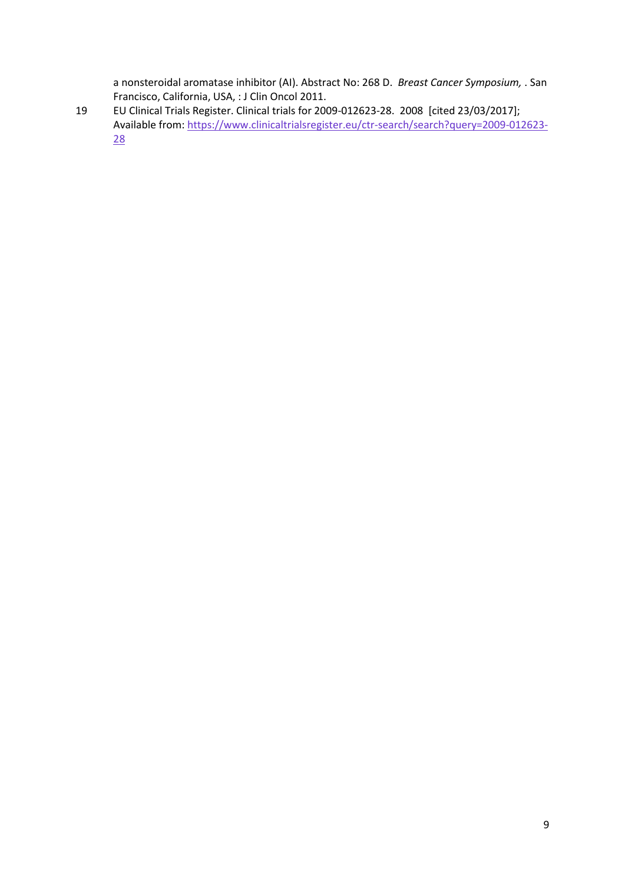a nonsteroidal aromatase inhibitor (AI). Abstract No: 268 D. *Breast Cancer Symposium,* . San Francisco, California, USA, : J Clin Oncol 2011.

19 EU Clinical Trials Register. Clinical trials for 2009-012623-28. 2008 [cited 23/03/2017]; Available from: https://www.clinicaltrialsregister.eu/ctr-search/search?query=2009-012623-28